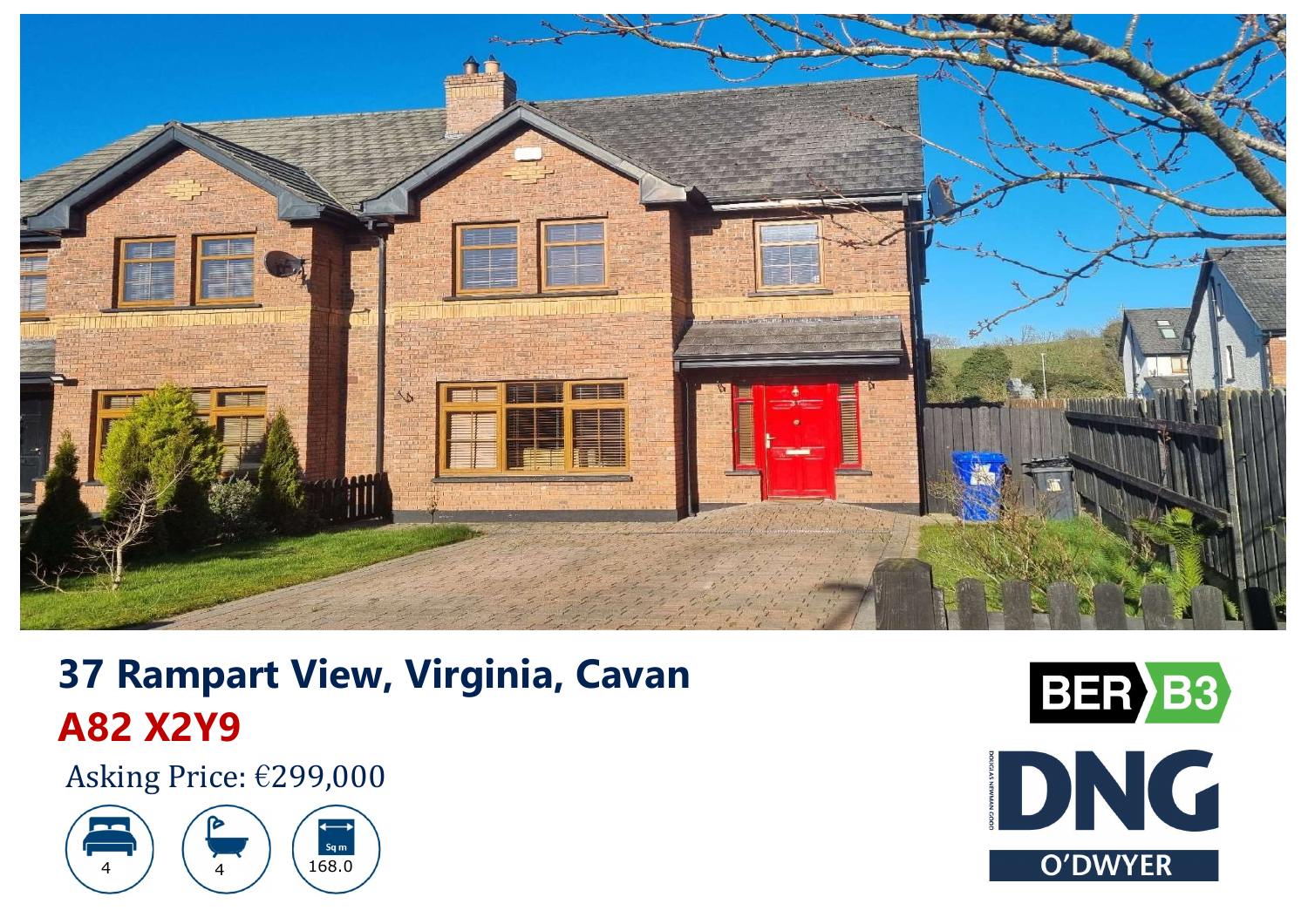# 37 Rampart View, Virginia, Cavan

## A82 X2Y9

Asking Price: €299,000

4 | 4 | Sq m 168.0

BER B3

DNG O'DWYER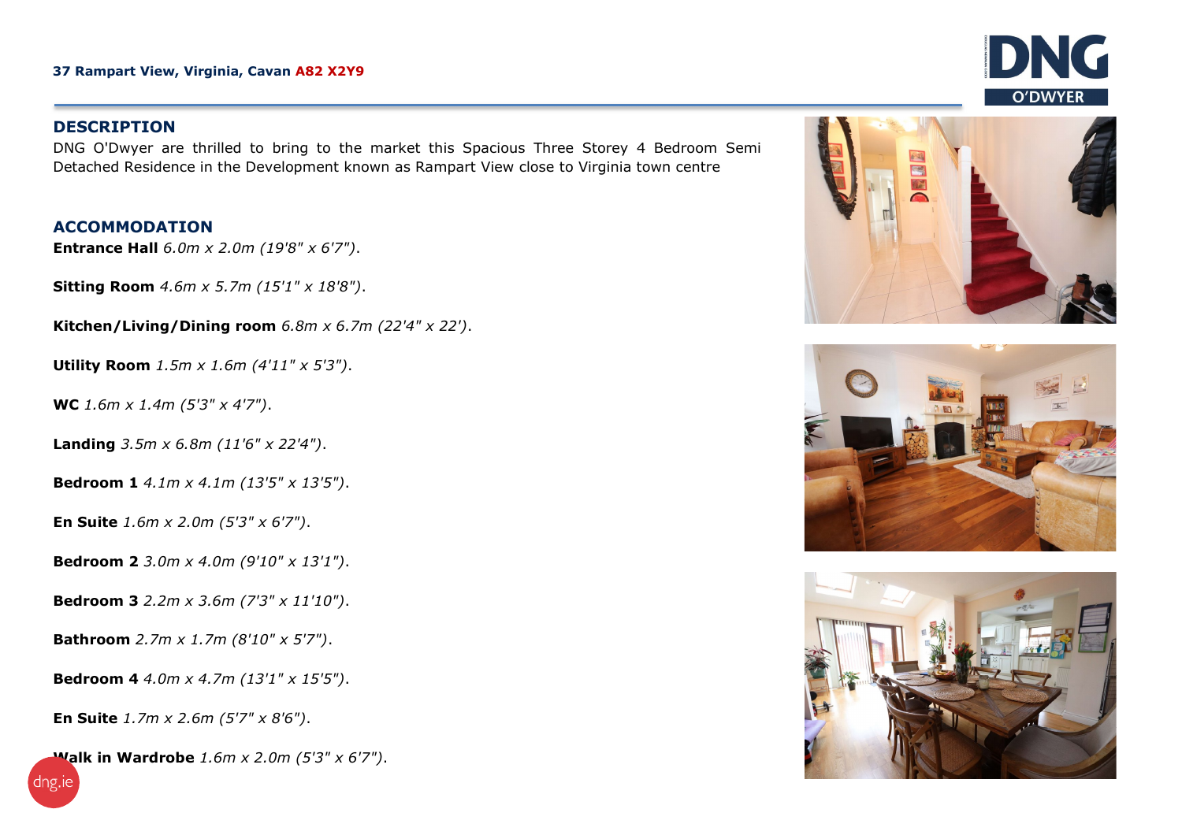**37 Rampart View, Virginia, Cavan A82 X2Y9**

## DESCRIPTION

DNG O'Dwyer are thrilled to bring to the market this Spacious Three Storey 4 Bedroom Semi Detached Residence in the Development known as Rampart View close to Virginia town centre

## ACCOMMODATION

**Entrance Hall** *6.0m x 2.0m (19'8" x 6'7").*

**Sitting Room** *4.6m x 5.7m (15'1" x 18'8").*

**Kitchen/Living/Dining room** *6.8m x 6.7m (22'4" x 22').*

**Utility Room** *1.5m x 1.6m (4'11" x 5'3").*

**WC** *1.6m x 1.4m (5'3" x 4'7").*

**Landing** *3.5m x 6.8m (11'6" x 22'4").*

**Bedroom 1** *4.1m x 4.1m (13'5" x 13'5").*

**En Suite** *1.6m x 2.0m (5'3" x 6'7").*

**Bedroom 2** *3.0m x 4.0m (9'10" x 13'1").*

**Bedroom 3** *2.2m x 3.6m (7'3" x 11'10").*

**Bathroom** *2.7m x 1.7m (8'10" x 5'7").*

**Bedroom 4** *4.0m x 4.7m (13'1" x 15'5").*

**En Suite** *1.7m x 2.6m (5'7" x 8'6").*

**Walk in Wardrobe** *1.6m x 2.0m (5'3" x 6'7").*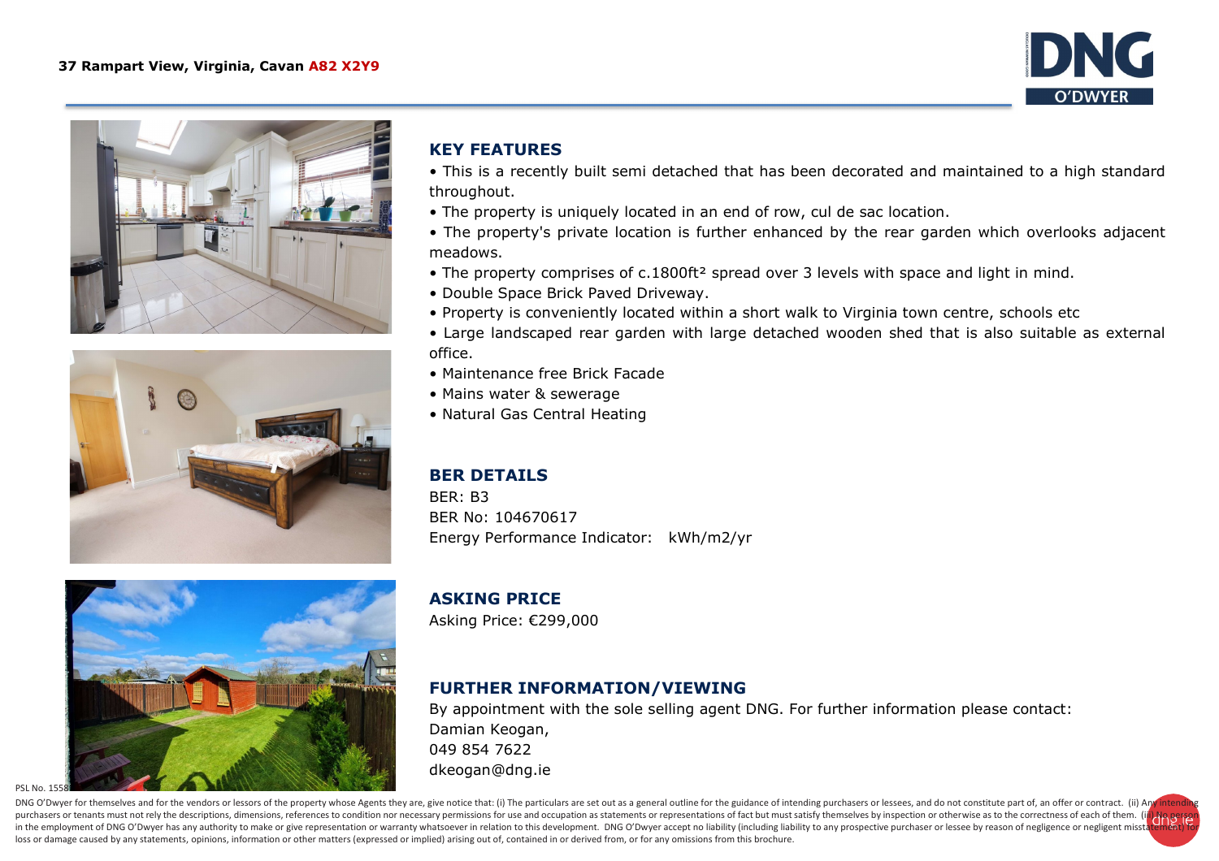**37 Rampart View, Virginia, Cavan A82 X2Y9**

## KEY FEATURES

- This is a recently built semi detached that has been decorated and maintained to a high standard throughout.
- The property is uniquely located in an end of row, cul de sac location.
- The property's private location is further enhanced by the rear garden which overlooks adjacent meadows.
- The property comprises of c.1800ft² spread over 3 levels with space and light in mind.
- Double Space Brick Paved Driveway.
- Property is conveniently located within a short walk to Virginia town centre, schools etc
- Large landscaped rear garden with large detached wooden shed that is also suitable as external office.
- Maintenance free Brick Facade
- Mains water & sewerage
- Natural Gas Central Heating

## BER DETAILS

BER: B3
BER No: 104670617
Energy Performance Indicator: kWh/m2/yr

## ASKING PRICE

Asking Price: €299,000

## FURTHER INFORMATION/VIEWING

By appointment with the sole selling agent DNG. For further information please contact:
Damian Keogan,
049 854 7622
dkeogan@dng.ie

PSL No. 1558

DNG O'Dwyer for themselves and for the vendors or lessors of the property whose Agents they are, give notice that: (i) The particulars are set out as a general outline for the guidance of intending purchasers or lessees, and do not constitute part of, an offer or contract. (ii) Any intending purchasers or tenants must not rely the descriptions, dimensions, references to condition nor necessary permissions for use and occupation as statements or representations of fact but must satisfy themselves by inspection or otherwise as to the correctness of each of them. (iii) No person in the employment of DNG O'Dwyer has any authority to make or give representation or warranty whatsoever in relation to this development. DNG O'Dwyer accept no liability (including liability to any prospective purchaser or lessee by reason of negligence or negligent misstatement) for loss or damage caused by any statements, opinions, information or other matters (expressed or implied) arising out of, contained in or derived from, or for any omissions from this brochure.